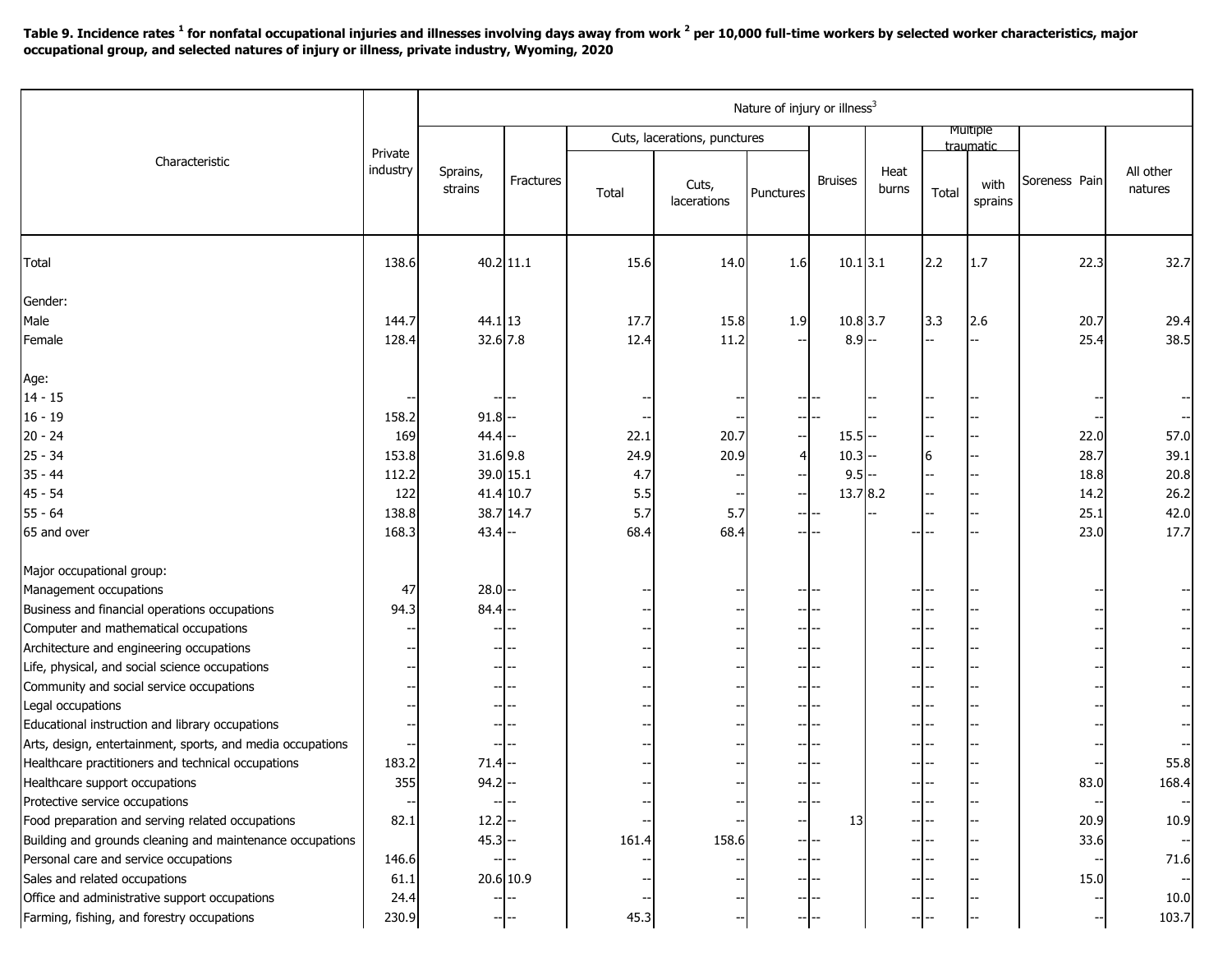**Table 9. Incidence rates [1] for nonfatal occupational injuries and illnesses involving days away from work [2] per 10,000 full-time workers by selected worker characteristics, major occupational group, and selected natures of injury or illness, private industry, Wyoming, 2020**

| Characteristic | Private industry | Nature of injury or illness[3] | | | | | | | | | | |
|---|---|---|---|---|---|---|---|---|---|---|---|---|
| | | Sprains, strains | Fractures | Cuts, lacerations, punctures | | | Bruises | Heat burns | Multiple traumatic | | Soreness Pain | All other natures |
| | | | | Total | Cuts, lacerations | Punctures | | | Total | with sprains | | |
| Total | 138.6 | 40.2 | 11.1 | 15.6 | 14.0 | 1.6 | 10.1 | 3.1 | 2.2 | 1.7 | 22.3 | 32.7 |
| Gender: | | | | | | | | | | | | |
| Male | 144.7 | 44.1 | 13 | 17.7 | 15.8 | 1.9 | 10.8 | 3.7 | 3.3 | 2.6 | 20.7 | 29.4 |
| Female | 128.4 | 32.6 | 7.8 | 12.4 | 11.2 | -- | 8.9 | -- | -- | -- | 25.4 | 38.5 |
| Age: | | | | | | | | | | | | |
| 14 - 15 | -- | -- | -- | -- | -- | -- | -- | -- | -- | -- | -- | -- |
| 16 - 19 | 158.2 | 91.8 | -- | -- | -- | -- | -- | -- | -- | -- | -- | -- |
| 20 - 24 | 169 | 44.4 | -- | 22.1 | 20.7 | -- | 15.5 | -- | -- | -- | 22.0 | 57.0 |
| 25 - 34 | 153.8 | 31.6 | 9.8 | 24.9 | 20.9 | 4 | 10.3 | -- | 6 | -- | 28.7 | 39.1 |
| 35 - 44 | 112.2 | 39.0 | 15.1 | 4.7 | -- | -- | 9.5 | -- | -- | -- | 18.8 | 20.8 |
| 45 - 54 | 122 | 41.4 | 10.7 | 5.5 | -- | -- | 13.7 | 8.2 | -- | -- | 14.2 | 26.2 |
| 55 - 64 | 138.8 | 38.7 | 14.7 | 5.7 | 5.7 | -- | -- | -- | -- | -- | 25.1 | 42.0 |
| 65 and over | 168.3 | 43.4 | -- | 68.4 | 68.4 | -- | -- | -- | -- | -- | 23.0 | 17.7 |
| Major occupational group: | | | | | | | | | | | | |
| Management occupations | 47 | 28.0 | -- | -- | -- | -- | -- | -- | -- | -- | -- | -- |
| Business and financial operations occupations | 94.3 | 84.4 | -- | -- | -- | -- | -- | -- | -- | -- | -- | -- |
| Computer and mathematical occupations | -- | -- | -- | -- | -- | -- | -- | -- | -- | -- | -- | -- |
| Architecture and engineering occupations | -- | -- | -- | -- | -- | -- | -- | -- | -- | -- | -- | -- |
| Life, physical, and social science occupations | -- | -- | -- | -- | -- | -- | -- | -- | -- | -- | -- | -- |
| Community and social service occupations | -- | -- | -- | -- | -- | -- | -- | -- | -- | -- | -- | -- |
| Legal occupations | -- | -- | -- | -- | -- | -- | -- | -- | -- | -- | -- | -- |
| Educational instruction and library occupations | -- | -- | -- | -- | -- | -- | -- | -- | -- | -- | -- | -- |
| Arts, design, entertainment, sports, and media occupations | -- | -- | -- | -- | -- | -- | -- | -- | -- | -- | -- | -- |
| Healthcare practitioners and technical occupations | 183.2 | 71.4 | -- | -- | -- | -- | -- | -- | -- | -- | -- | 55.8 |
| Healthcare support occupations | 355 | 94.2 | -- | -- | -- | -- | -- | -- | -- | -- | 83.0 | 168.4 |
| Protective service occupations | -- | -- | -- | -- | -- | -- | -- | -- | -- | -- | -- | -- |
| Food preparation and serving related occupations | 82.1 | 12.2 | -- | -- | -- | -- | 13 | -- | -- | -- | 20.9 | 10.9 |
| Building and grounds cleaning and maintenance occupations | | 45.3 | -- | 161.4 | 158.6 | -- | -- | -- | -- | -- | 33.6 | -- |
| Personal care and service occupations | 146.6 | -- | -- | -- | -- | -- | -- | -- | -- | -- | -- | 71.6 |
| Sales and related occupations | 61.1 | 20.6 | 10.9 | -- | -- | -- | -- | -- | -- | -- | 15.0 | -- |
| Office and administrative support occupations | 24.4 | -- | -- | -- | -- | -- | -- | -- | -- | -- | -- | 10.0 |
| Farming, fishing, and forestry occupations | 230.9 | -- | -- | 45.3 | -- | -- | -- | -- | -- | -- | -- | 103.7 |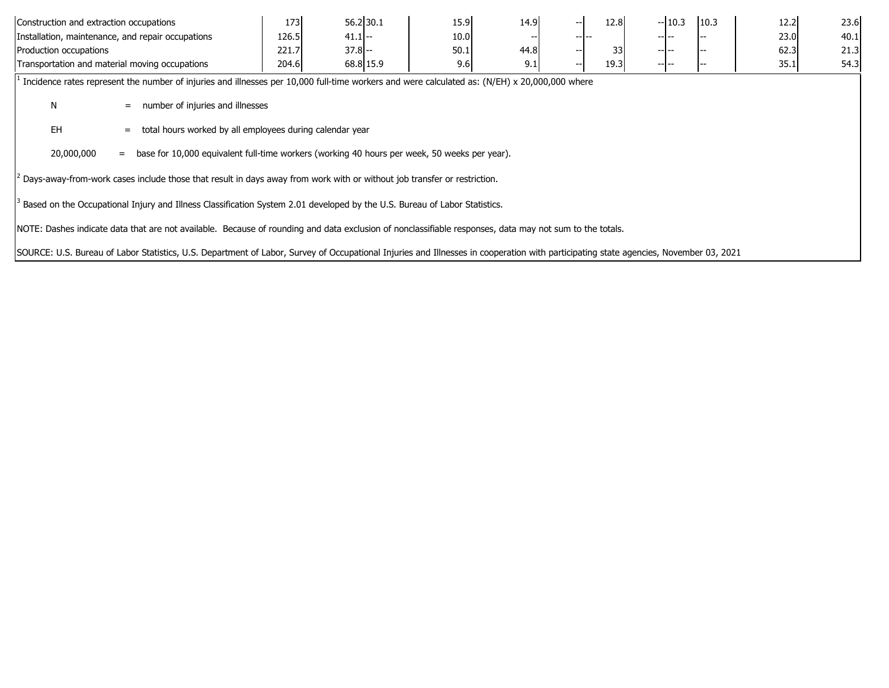| | | | | | | | | | | | | |
|---|---|---|---|---|---|---|---|---|---|---|---|---|
| Construction and extraction occupations | 173 | 56.2 | 30.1 | 15.9 | 14.9 | -- | 12.8 | -- | 10.3 | 10.3 | 12.2 | 23.6 |
| Installation, maintenance, and repair occupations | 126.5 | 41.1 | -- | 10.0 | -- | -- | -- | -- | -- | -- | 23.0 | 40.1 |
| Production occupations | 221.7 | 37.8 | -- | 50.1 | 44.8 | -- | 33 | -- | -- | -- | 62.3 | 21.3 |
| Transportation and material moving occupations | 204.6 | 68.8 | 15.9 | 9.6 | 9.1 | -- | 19.3 | -- | -- | -- | 35.1 | 54.3 |

[1] Incidence rates represent the number of injuries and illnesses per 10,000 full-time workers and were calculated as: (N/EH) x 20,000,000 where

N = number of injuries and illnesses

EH = total hours worked by all employees during calendar year

20,000,000 = base for 10,000 equivalent full-time workers (working 40 hours per week, 50 weeks per year).

[2] Days-away-from-work cases include those that result in days away from work with or without job transfer or restriction.

[3] Based on the Occupational Injury and Illness Classification System 2.01 developed by the U.S. Bureau of Labor Statistics.

NOTE: Dashes indicate data that are not available. Because of rounding and data exclusion of nonclassifiable responses, data may not sum to the totals.

SOURCE: U.S. Bureau of Labor Statistics, U.S. Department of Labor, Survey of Occupational Injuries and Illnesses in cooperation with participating state agencies, November 03, 2021